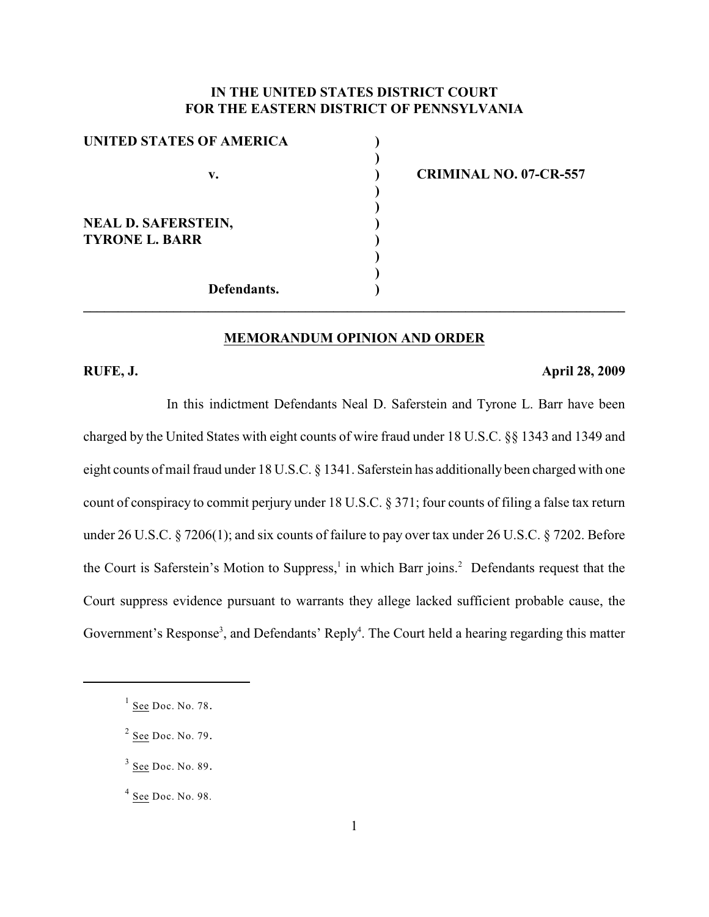# IN THE UNITED STATES DISTRICT COURT FOR THE EASTERN DISTRICT OF PENNSYLVANIA

| | | |
|---|---|---|
| **UNITED STATES OF AMERICA** | ) | |
| | ) | |
| **v.** | ) | **CRIMINAL NO. 07-CR-557** |
| | ) | |
| | ) | |
| **NEAL D. SAFERSTEIN,** | ) | |
| **TYRONE L. BARR** | ) | |
| | ) | |
| | ) | |
| **Defendants.** | ) | |

## MEMORANDUM OPINION AND ORDER

**RUFE, J.** **April 28, 2009**

In this indictment Defendants Neal D. Saferstein and Tyrone L. Barr have been charged by the United States with eight counts of wire fraud under 18 U.S.C. §§ 1343 and 1349 and eight counts of mail fraud under 18 U.S.C. § 1341. Saferstein has additionally been charged with one count of conspiracy to commit perjury under 18 U.S.C. § 371; four counts of filing a false tax return under 26 U.S.C. § 7206(1); and six counts of failure to pay over tax under 26 U.S.C. § 7202. Before the Court is Saferstein's Motion to Suppress,[1] in which Barr joins.[2] Defendants request that the Court suppress evidence pursuant to warrants they allege lacked sufficient probable cause, the Government's Response[3], and Defendants' Reply[4]. The Court held a hearing regarding this matter

---

[1] See Doc. No. 78.

[2] See Doc. No. 79.

[3] See Doc. No. 89.

[4] See Doc. No. 98.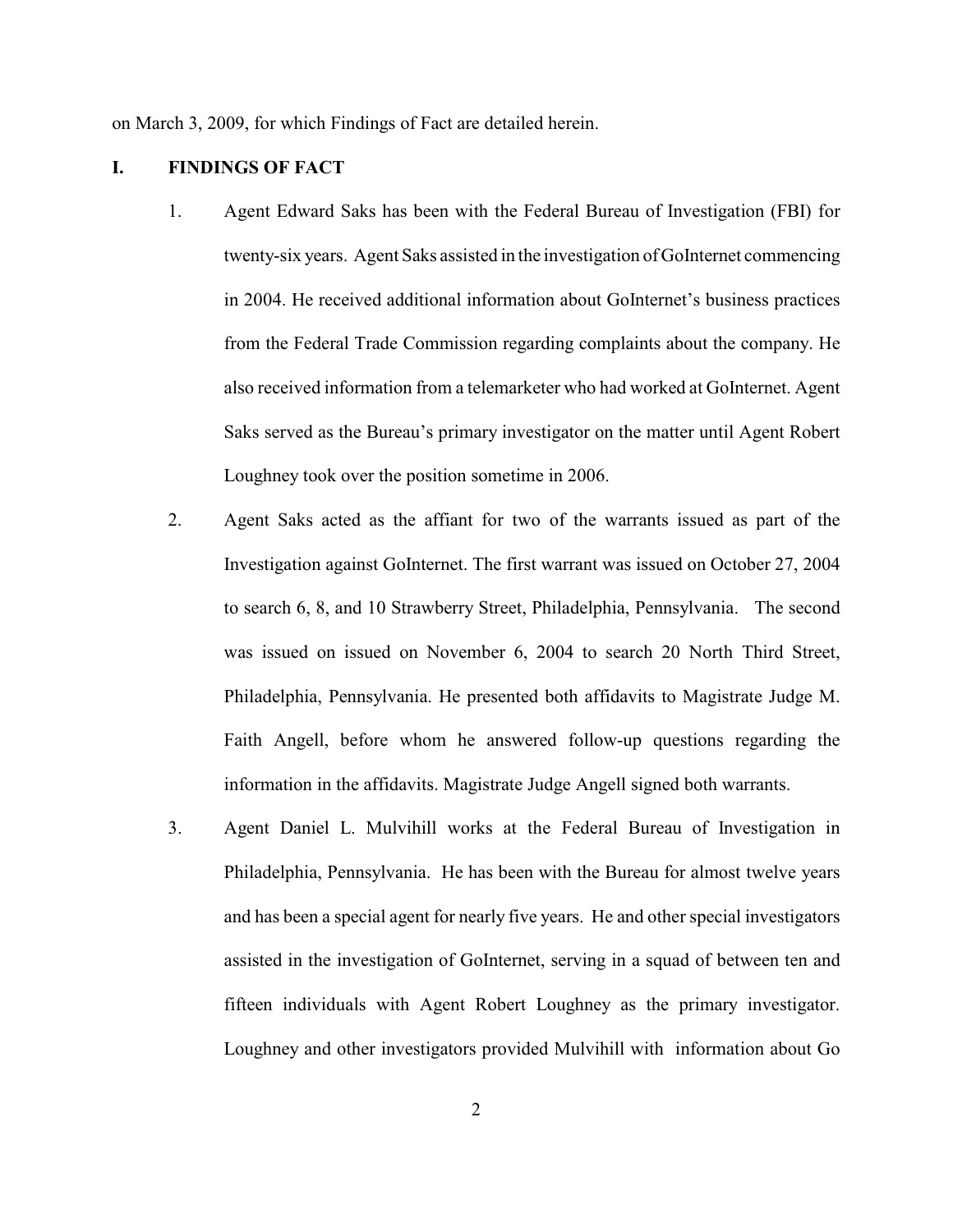on March 3, 2009, for which Findings of Fact are detailed herein.

## I. FINDINGS OF FACT

1. Agent Edward Saks has been with the Federal Bureau of Investigation (FBI) for twenty-six years. Agent Saks assisted in the investigation of GoInternet commencing in 2004. He received additional information about GoInternet's business practices from the Federal Trade Commission regarding complaints about the company. He also received information from a telemarketer who had worked at GoInternet. Agent Saks served as the Bureau's primary investigator on the matter until Agent Robert Loughney took over the position sometime in 2006.

2. Agent Saks acted as the affiant for two of the warrants issued as part of the Investigation against GoInternet. The first warrant was issued on October 27, 2004 to search 6, 8, and 10 Strawberry Street, Philadelphia, Pennsylvania. The second was issued on issued on November 6, 2004 to search 20 North Third Street, Philadelphia, Pennsylvania. He presented both affidavits to Magistrate Judge M. Faith Angell, before whom he answered follow-up questions regarding the information in the affidavits. Magistrate Judge Angell signed both warrants.

3. Agent Daniel L. Mulvihill works at the Federal Bureau of Investigation in Philadelphia, Pennsylvania. He has been with the Bureau for almost twelve years and has been a special agent for nearly five years. He and other special investigators assisted in the investigation of GoInternet, serving in a squad of between ten and fifteen individuals with Agent Robert Loughney as the primary investigator. Loughney and other investigators provided Mulvihill with information about Go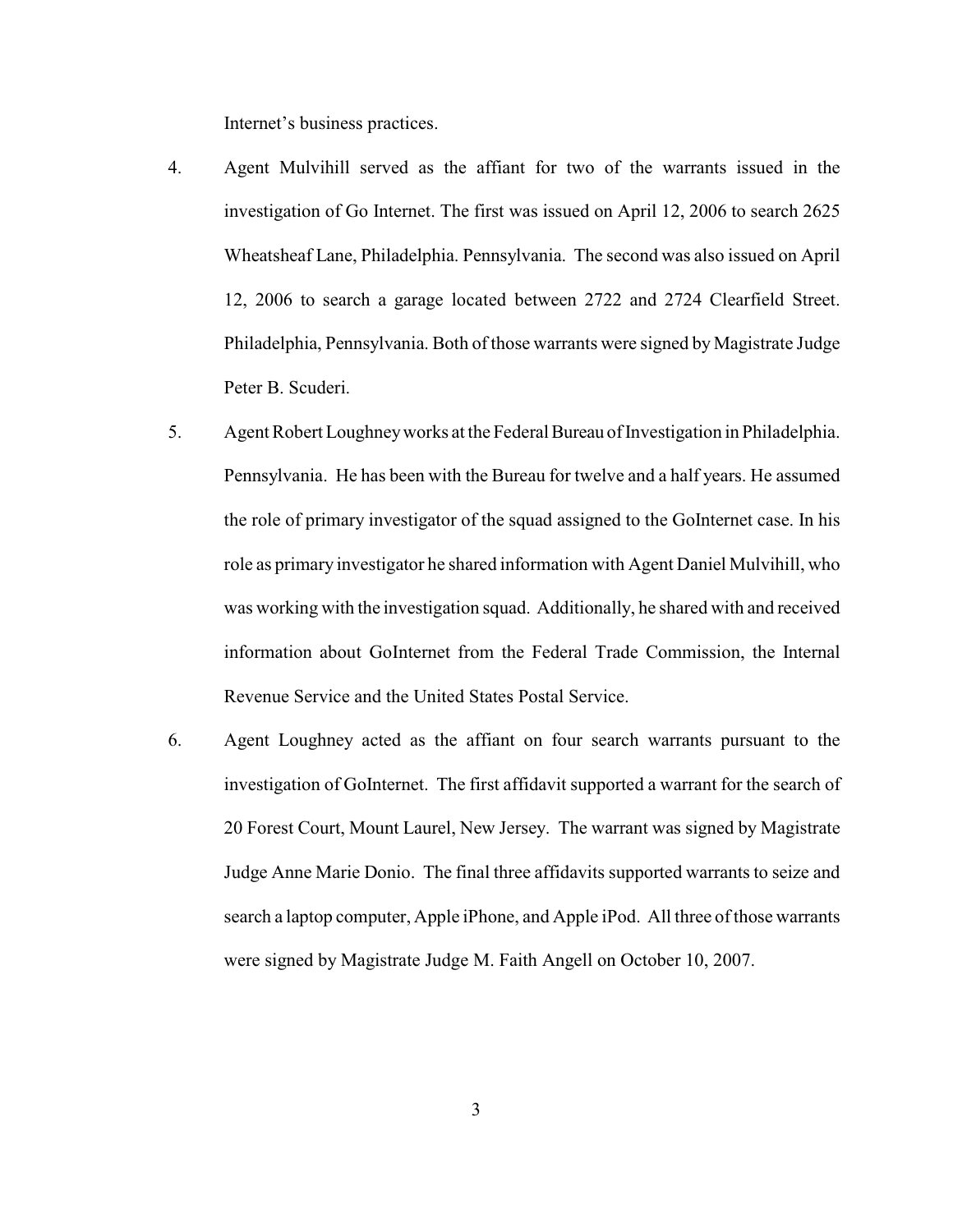Internet's business practices.

4. Agent Mulvihill served as the affiant for two of the warrants issued in the investigation of Go Internet. The first was issued on April 12, 2006 to search 2625 Wheatsheaf Lane, Philadelphia. Pennsylvania. The second was also issued on April 12, 2006 to search a garage located between 2722 and 2724 Clearfield Street. Philadelphia, Pennsylvania. Both of those warrants were signed by Magistrate Judge Peter B. Scuderi.

5. Agent Robert Loughney works at the Federal Bureau of Investigation in Philadelphia. Pennsylvania. He has been with the Bureau for twelve and a half years. He assumed the role of primary investigator of the squad assigned to the GoInternet case. In his role as primary investigator he shared information with Agent Daniel Mulvihill, who was working with the investigation squad. Additionally, he shared with and received information about GoInternet from the Federal Trade Commission, the Internal Revenue Service and the United States Postal Service.

6. Agent Loughney acted as the affiant on four search warrants pursuant to the investigation of GoInternet. The first affidavit supported a warrant for the search of 20 Forest Court, Mount Laurel, New Jersey. The warrant was signed by Magistrate Judge Anne Marie Donio. The final three affidavits supported warrants to seize and search a laptop computer, Apple iPhone, and Apple iPod. All three of those warrants were signed by Magistrate Judge M. Faith Angell on October 10, 2007.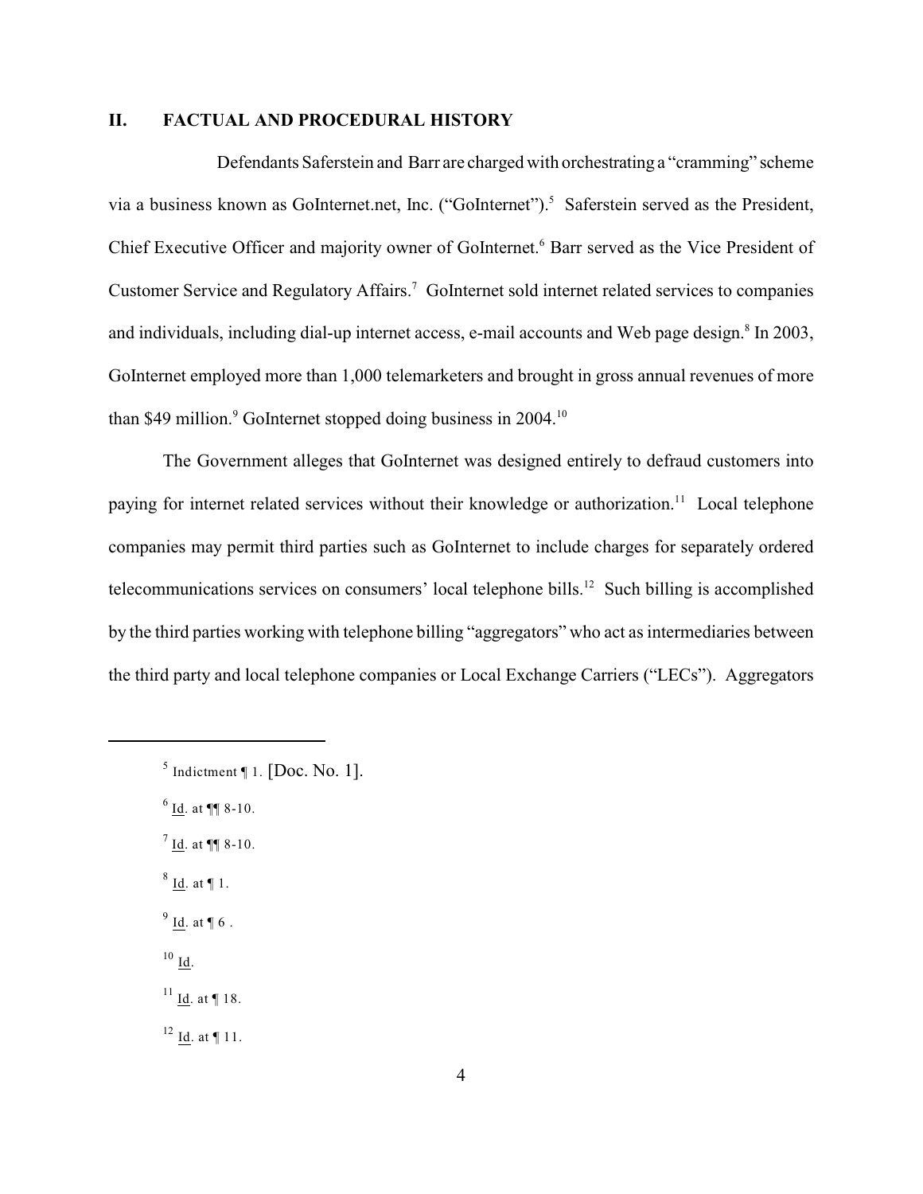## II. FACTUAL AND PROCEDURAL HISTORY

Defendants Saferstein and Barr are charged with orchestrating a "cramming" scheme via a business known as GoInternet.net, Inc. ("GoInternet").[5] Saferstein served as the President, Chief Executive Officer and majority owner of GoInternet.[6] Barr served as the Vice President of Customer Service and Regulatory Affairs.[7] GoInternet sold internet related services to companies and individuals, including dial-up internet access, e-mail accounts and Web page design.[8] In 2003, GoInternet employed more than 1,000 telemarketers and brought in gross annual revenues of more than $49 million.[9] GoInternet stopped doing business in 2004.[10]

The Government alleges that GoInternet was designed entirely to defraud customers into paying for internet related services without their knowledge or authorization.[11] Local telephone companies may permit third parties such as GoInternet to include charges for separately ordered telecommunications services on consumers' local telephone bills.[12] Such billing is accomplished by the third parties working with telephone billing "aggregators" who act as intermediaries between the third party and local telephone companies or Local Exchange Carriers ("LECs"). Aggregators

---

[5] Indictment ¶ 1. [Doc. No. 1].

[6] Id. at ¶¶ 8-10.

[7] Id. at ¶¶ 8-10.

[8] Id. at ¶ 1.

[9] Id. at ¶ 6 .

[10] Id.

[11] Id. at ¶ 18.

[12] Id. at ¶ 11.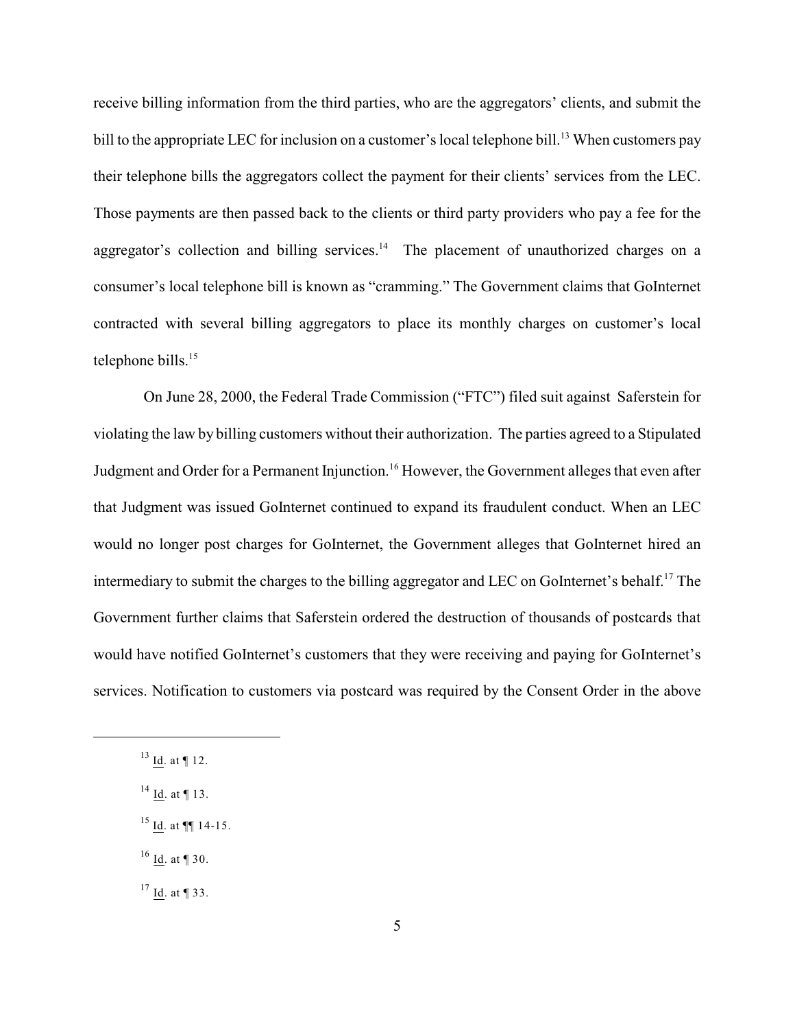receive billing information from the third parties, who are the aggregators' clients, and submit the bill to the appropriate LEC for inclusion on a customer's local telephone bill.[13] When customers pay their telephone bills the aggregators collect the payment for their clients' services from the LEC. Those payments are then passed back to the clients or third party providers who pay a fee for the aggregator's collection and billing services.[14] The placement of unauthorized charges on a consumer's local telephone bill is known as "cramming." The Government claims that GoInternet contracted with several billing aggregators to place its monthly charges on customer's local telephone bills.[15]

On June 28, 2000, the Federal Trade Commission ("FTC") filed suit against Saferstein for violating the law by billing customers without their authorization. The parties agreed to a Stipulated Judgment and Order for a Permanent Injunction.[16] However, the Government alleges that even after that Judgment was issued GoInternet continued to expand its fraudulent conduct. When an LEC would no longer post charges for GoInternet, the Government alleges that GoInternet hired an intermediary to submit the charges to the billing aggregator and LEC on GoInternet's behalf.[17] The Government further claims that Saferstein ordered the destruction of thousands of postcards that would have notified GoInternet's customers that they were receiving and paying for GoInternet's services. Notification to customers via postcard was required by the Consent Order in the above

---

[13] Id. at ¶ 12.

[14] Id. at ¶ 13.

[15] Id. at ¶¶ 14-15.

[16] Id. at ¶ 30.

[17] Id. at ¶ 33.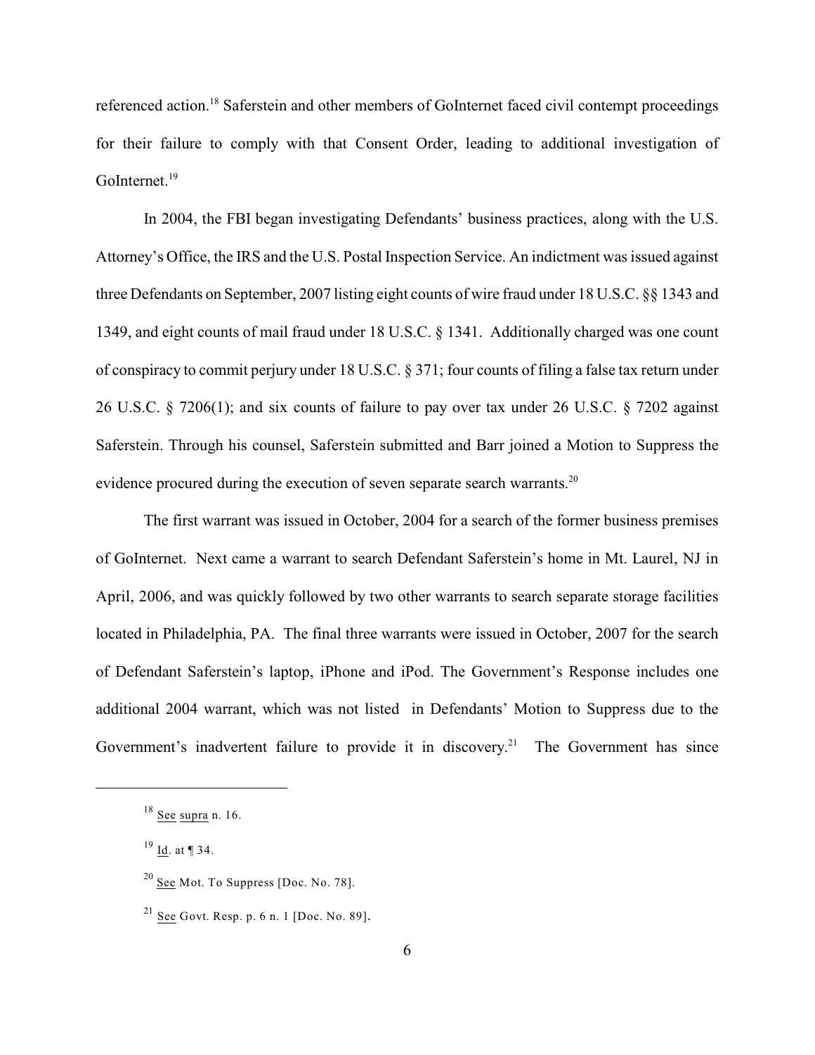referenced action.[18] Saferstein and other members of GoInternet faced civil contempt proceedings for their failure to comply with that Consent Order, leading to additional investigation of GoInternet.[19]

In 2004, the FBI began investigating Defendants' business practices, along with the U.S. Attorney's Office, the IRS and the U.S. Postal Inspection Service. An indictment was issued against three Defendants on September, 2007 listing eight counts of wire fraud under 18 U.S.C. §§ 1343 and 1349, and eight counts of mail fraud under 18 U.S.C. § 1341. Additionally charged was one count of conspiracy to commit perjury under 18 U.S.C. § 371; four counts of filing a false tax return under 26 U.S.C. § 7206(1); and six counts of failure to pay over tax under 26 U.S.C. § 7202 against Saferstein. Through his counsel, Saferstein submitted and Barr joined a Motion to Suppress the evidence procured during the execution of seven separate search warrants.[20]

The first warrant was issued in October, 2004 for a search of the former business premises of GoInternet. Next came a warrant to search Defendant Saferstein's home in Mt. Laurel, NJ in April, 2006, and was quickly followed by two other warrants to search separate storage facilities located in Philadelphia, PA. The final three warrants were issued in October, 2007 for the search of Defendant Saferstein's laptop, iPhone and iPod. The Government's Response includes one additional 2004 warrant, which was not listed in Defendants' Motion to Suppress due to the Government's inadvertent failure to provide it in discovery.[21] The Government has since

---

[18] See supra n. 16.

[19] Id. at ¶ 34.

[20] See Mot. To Suppress [Doc. No. 78].

[21] See Govt. Resp. p. 6 n. 1 [Doc. No. 89].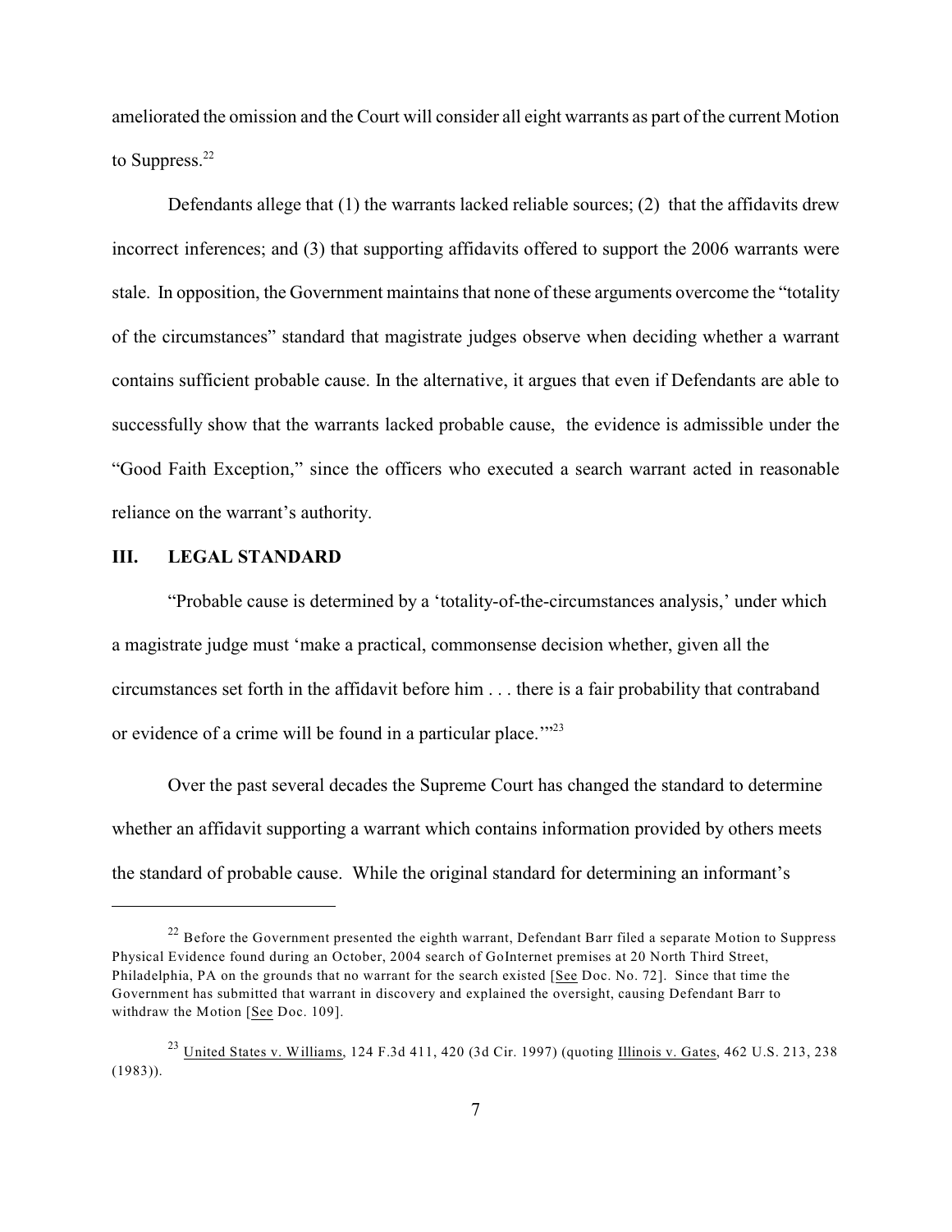ameliorated the omission and the Court will consider all eight warrants as part of the current Motion to Suppress.[22]

Defendants allege that (1) the warrants lacked reliable sources; (2) that the affidavits drew incorrect inferences; and (3) that supporting affidavits offered to support the 2006 warrants were stale. In opposition, the Government maintains that none of these arguments overcome the "totality of the circumstances" standard that magistrate judges observe when deciding whether a warrant contains sufficient probable cause. In the alternative, it argues that even if Defendants are able to successfully show that the warrants lacked probable cause, the evidence is admissible under the "Good Faith Exception," since the officers who executed a search warrant acted in reasonable reliance on the warrant's authority.

## III. LEGAL STANDARD

"Probable cause is determined by a 'totality-of-the-circumstances analysis,' under which a magistrate judge must 'make a practical, commonsense decision whether, given all the circumstances set forth in the affidavit before him . . . there is a fair probability that contraband or evidence of a crime will be found in a particular place.'"[23]

Over the past several decades the Supreme Court has changed the standard to determine whether an affidavit supporting a warrant which contains information provided by others meets the standard of probable cause. While the original standard for determining an informant's

---

[22] Before the Government presented the eighth warrant, Defendant Barr filed a separate Motion to Suppress Physical Evidence found during an October, 2004 search of GoInternet premises at 20 North Third Street, Philadelphia, PA on the grounds that no warrant for the search existed [See Doc. No. 72]. Since that time the Government has submitted that warrant in discovery and explained the oversight, causing Defendant Barr to withdraw the Motion [See Doc. 109].

[23] United States v. Williams, 124 F.3d 411, 420 (3d Cir. 1997) (quoting Illinois v. Gates, 462 U.S. 213, 238 (1983)).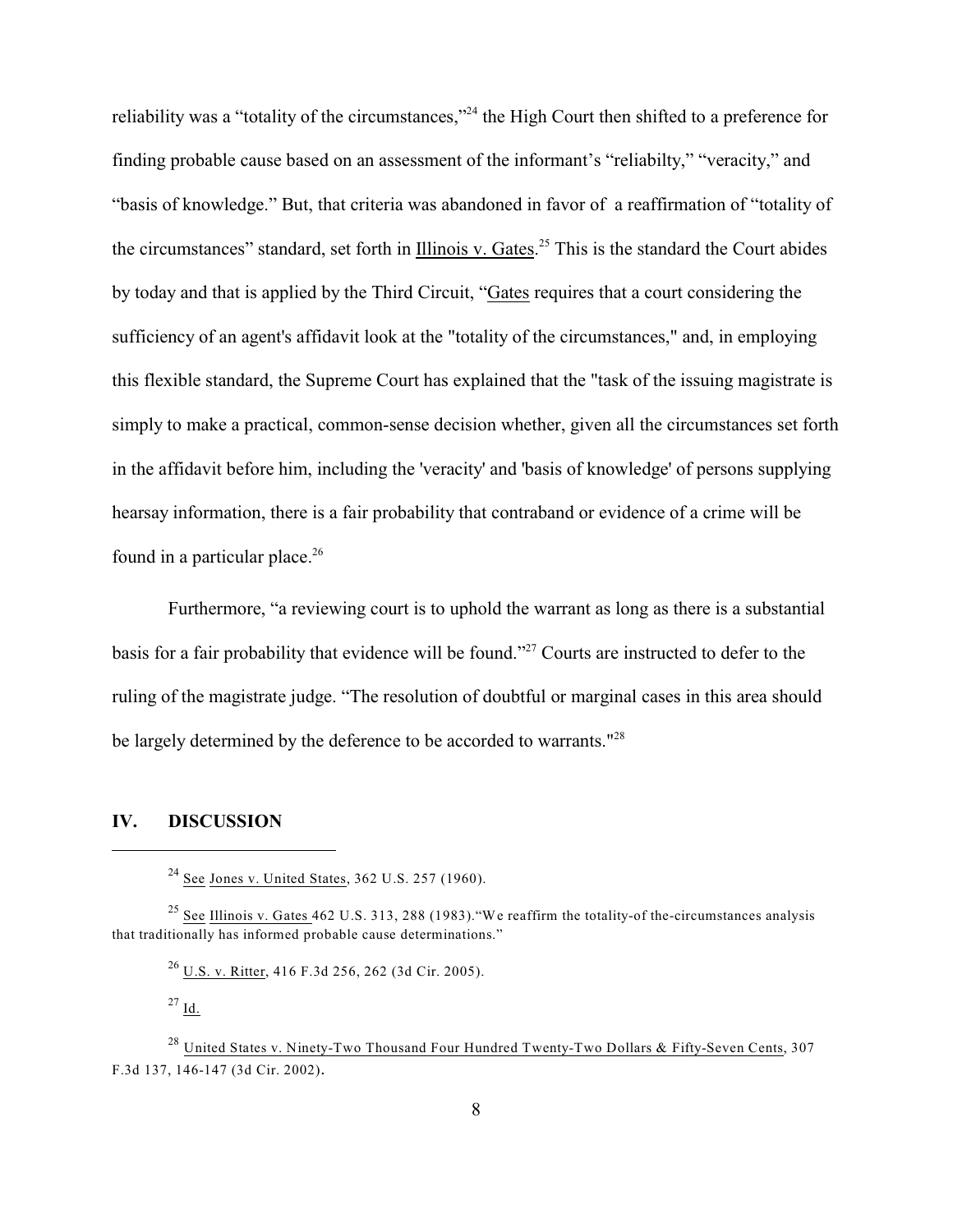reliability was a "totality of the circumstances,"[24] the High Court then shifted to a preference for finding probable cause based on an assessment of the informant's "reliabilty," "veracity," and "basis of knowledge." But, that criteria was abandoned in favor of a reaffirmation of "totality of the circumstances" standard, set forth in Illinois v. Gates.[25] This is the standard the Court abides by today and that is applied by the Third Circuit, "Gates requires that a court considering the sufficiency of an agent's affidavit look at the "totality of the circumstances," and, in employing this flexible standard, the Supreme Court has explained that the "task of the issuing magistrate is simply to make a practical, common-sense decision whether, given all the circumstances set forth in the affidavit before him, including the 'veracity' and 'basis of knowledge' of persons supplying hearsay information, there is a fair probability that contraband or evidence of a crime will be found in a particular place.[26]

Furthermore, "a reviewing court is to uphold the warrant as long as there is a substantial basis for a fair probability that evidence will be found."[27] Courts are instructed to defer to the ruling of the magistrate judge. "The resolution of doubtful or marginal cases in this area should be largely determined by the deference to be accorded to warrants."[28]

## IV. DISCUSSION

---

[24] See Jones v. United States, 362 U.S. 257 (1960).

[25] See Illinois v. Gates 462 U.S. 313, 288 (1983)."We reaffirm the totality-of the-circumstances analysis that traditionally has informed probable cause determinations."

[26] U.S. v. Ritter, 416 F.3d 256, 262 (3d Cir. 2005).

[27] Id.

[28] United States v. Ninety-Two Thousand Four Hundred Twenty-Two Dollars & Fifty-Seven Cents, 307 F.3d 137, 146-147 (3d Cir. 2002).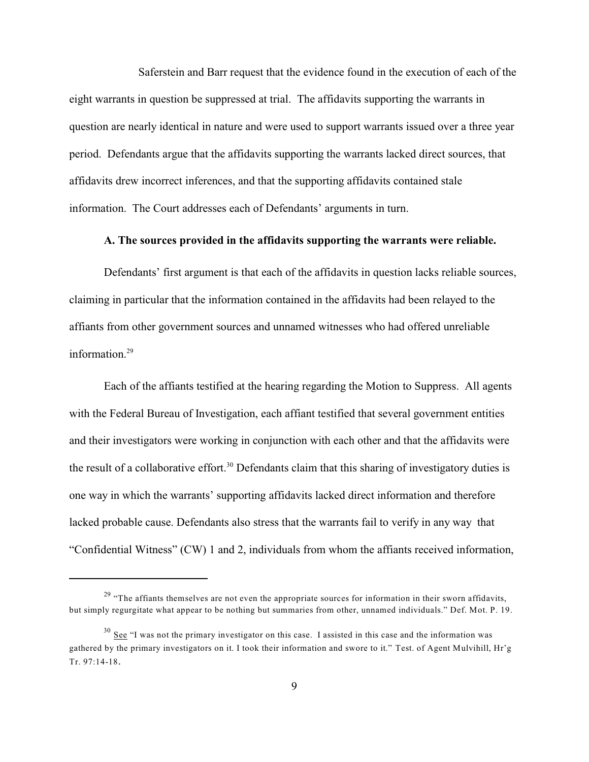Saferstein and Barr request that the evidence found in the execution of each of the eight warrants in question be suppressed at trial. The affidavits supporting the warrants in question are nearly identical in nature and were used to support warrants issued over a three year period. Defendants argue that the affidavits supporting the warrants lacked direct sources, that affidavits drew incorrect inferences, and that the supporting affidavits contained stale information. The Court addresses each of Defendants' arguments in turn.

**A. The sources provided in the affidavits supporting the warrants were reliable.**

Defendants' first argument is that each of the affidavits in question lacks reliable sources, claiming in particular that the information contained in the affidavits had been relayed to the affiants from other government sources and unnamed witnesses who had offered unreliable information.[29]

Each of the affiants testified at the hearing regarding the Motion to Suppress. All agents with the Federal Bureau of Investigation, each affiant testified that several government entities and their investigators were working in conjunction with each other and that the affidavits were the result of a collaborative effort.[30] Defendants claim that this sharing of investigatory duties is one way in which the warrants' supporting affidavits lacked direct information and therefore lacked probable cause. Defendants also stress that the warrants fail to verify in any way that "Confidential Witness" (CW) 1 and 2, individuals from whom the affiants received information,

---

[29] "The affiants themselves are not even the appropriate sources for information in their sworn affidavits, but simply regurgitate what appear to be nothing but summaries from other, unnamed individuals." Def. Mot. P. 19.

[30] See "I was not the primary investigator on this case. I assisted in this case and the information was gathered by the primary investigators on it. I took their information and swore to it." Test. of Agent Mulvihill, Hr'g Tr. 97:14-18.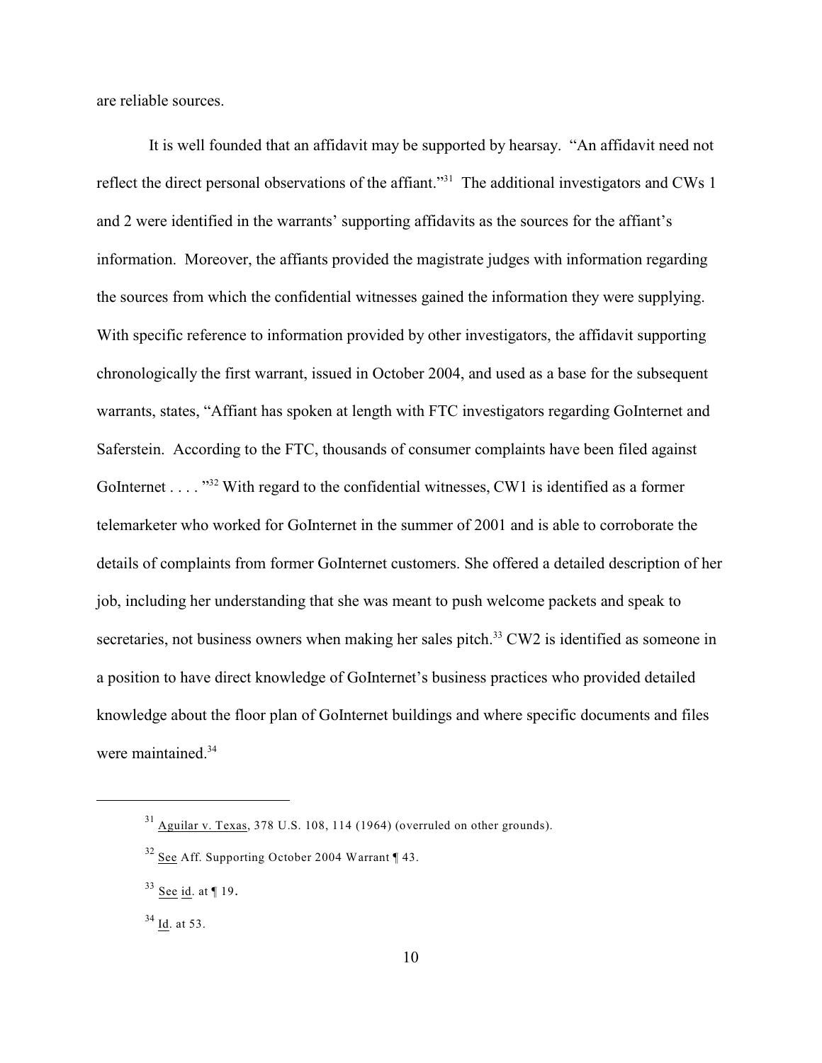are reliable sources.

It is well founded that an affidavit may be supported by hearsay. "An affidavit need not reflect the direct personal observations of the affiant."[31] The additional investigators and CWs 1 and 2 were identified in the warrants' supporting affidavits as the sources for the affiant's information. Moreover, the affiants provided the magistrate judges with information regarding the sources from which the confidential witnesses gained the information they were supplying. With specific reference to information provided by other investigators, the affidavit supporting chronologically the first warrant, issued in October 2004, and used as a base for the subsequent warrants, states, "Affiant has spoken at length with FTC investigators regarding GoInternet and Saferstein. According to the FTC, thousands of consumer complaints have been filed against GoInternet . . . . "[32] With regard to the confidential witnesses, CW1 is identified as a former telemarketer who worked for GoInternet in the summer of 2001 and is able to corroborate the details of complaints from former GoInternet customers. She offered a detailed description of her job, including her understanding that she was meant to push welcome packets and speak to secretaries, not business owners when making her sales pitch.[33] CW2 is identified as someone in a position to have direct knowledge of GoInternet's business practices who provided detailed knowledge about the floor plan of GoInternet buildings and where specific documents and files were maintained.[34]

---

[31] Aguilar v. Texas, 378 U.S. 108, 114 (1964) (overruled on other grounds).

[32] See Aff. Supporting October 2004 Warrant ¶ 43.

[33] See id. at ¶ 19.

[34] Id. at 53.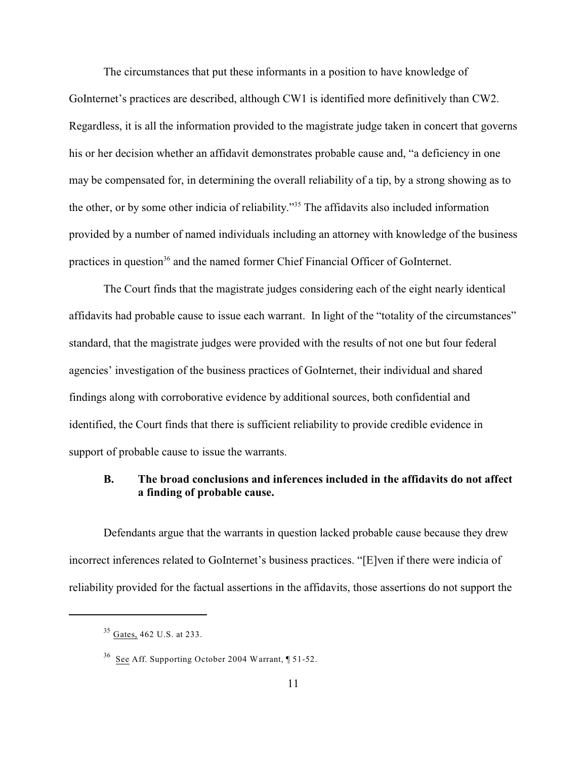The circumstances that put these informants in a position to have knowledge of GoInternet's practices are described, although CW1 is identified more definitively than CW2. Regardless, it is all the information provided to the magistrate judge taken in concert that governs his or her decision whether an affidavit demonstrates probable cause and, "a deficiency in one may be compensated for, in determining the overall reliability of a tip, by a strong showing as to the other, or by some other indicia of reliability."[35] The affidavits also included information provided by a number of named individuals including an attorney with knowledge of the business practices in question[36] and the named former Chief Financial Officer of GoInternet.

The Court finds that the magistrate judges considering each of the eight nearly identical affidavits had probable cause to issue each warrant. In light of the "totality of the circumstances" standard, that the magistrate judges were provided with the results of not one but four federal agencies' investigation of the business practices of GoInternet, their individual and shared findings along with corroborative evidence by additional sources, both confidential and identified, the Court finds that there is sufficient reliability to provide credible evidence in support of probable cause to issue the warrants.

### B. The broad conclusions and inferences included in the affidavits do not affect a finding of probable cause.

Defendants argue that the warrants in question lacked probable cause because they drew incorrect inferences related to GoInternet's business practices. "[E]ven if there were indicia of reliability provided for the factual assertions in the affidavits, those assertions do not support the

---

[35] Gates, 462 U.S. at 233.

[36] See Aff. Supporting October 2004 Warrant, ¶ 51-52.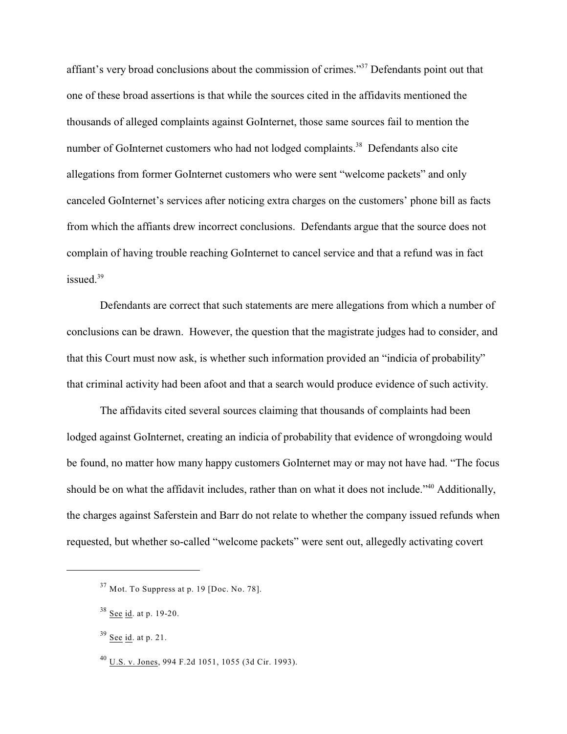affiant's very broad conclusions about the commission of crimes."[37] Defendants point out that one of these broad assertions is that while the sources cited in the affidavits mentioned the thousands of alleged complaints against GoInternet, those same sources fail to mention the number of GoInternet customers who had not lodged complaints.[38] Defendants also cite allegations from former GoInternet customers who were sent "welcome packets" and only canceled GoInternet's services after noticing extra charges on the customers' phone bill as facts from which the affiants drew incorrect conclusions. Defendants argue that the source does not complain of having trouble reaching GoInternet to cancel service and that a refund was in fact issued.[39]

Defendants are correct that such statements are mere allegations from which a number of conclusions can be drawn. However, the question that the magistrate judges had to consider, and that this Court must now ask, is whether such information provided an "indicia of probability" that criminal activity had been afoot and that a search would produce evidence of such activity.

The affidavits cited several sources claiming that thousands of complaints had been lodged against GoInternet, creating an indicia of probability that evidence of wrongdoing would be found, no matter how many happy customers GoInternet may or may not have had. "The focus should be on what the affidavit includes, rather than on what it does not include."[40] Additionally, the charges against Saferstein and Barr do not relate to whether the company issued refunds when requested, but whether so-called "welcome packets" were sent out, allegedly activating covert

---

[37] Mot. To Suppress at p. 19 [Doc. No. 78].

[38] See id. at p. 19-20.

[39] See id. at p. 21.

[40] U.S. v. Jones, 994 F.2d 1051, 1055 (3d Cir. 1993).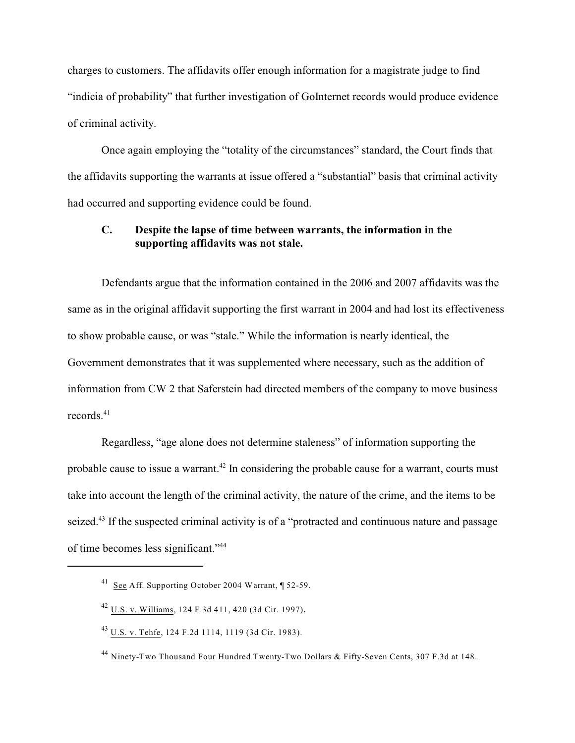charges to customers. The affidavits offer enough information for a magistrate judge to find "indicia of probability" that further investigation of GoInternet records would produce evidence of criminal activity.

Once again employing the "totality of the circumstances" standard, the Court finds that the affidavits supporting the warrants at issue offered a "substantial" basis that criminal activity had occurred and supporting evidence could be found.

### C. Despite the lapse of time between warrants, the information in the supporting affidavits was not stale.

Defendants argue that the information contained in the 2006 and 2007 affidavits was the same as in the original affidavit supporting the first warrant in 2004 and had lost its effectiveness to show probable cause, or was "stale." While the information is nearly identical, the Government demonstrates that it was supplemented where necessary, such as the addition of information from CW 2 that Saferstein had directed members of the company to move business records.[41]

Regardless, "age alone does not determine staleness" of information supporting the probable cause to issue a warrant.[42] In considering the probable cause for a warrant, courts must take into account the length of the criminal activity, the nature of the crime, and the items to be seized.[43] If the suspected criminal activity is of a "protracted and continuous nature and passage of time becomes less significant."[44]

---

[41] See Aff. Supporting October 2004 Warrant, ¶ 52-59.

[42] U.S. v. Williams, 124 F.3d 411, 420 (3d Cir. 1997).

[43] U.S. v. Tehfe, 124 F.2d 1114, 1119 (3d Cir. 1983).

[44] Ninety-Two Thousand Four Hundred Twenty-Two Dollars & Fifty-Seven Cents, 307 F.3d at 148.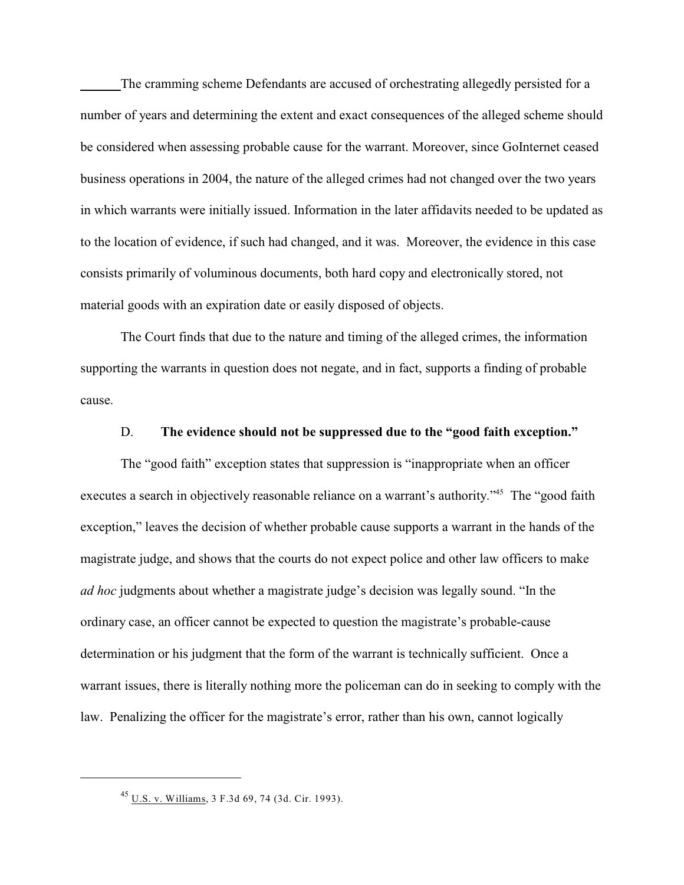The cramming scheme Defendants are accused of orchestrating allegedly persisted for a number of years and determining the extent and exact consequences of the alleged scheme should be considered when assessing probable cause for the warrant. Moreover, since GoInternet ceased business operations in 2004, the nature of the alleged crimes had not changed over the two years in which warrants were initially issued. Information in the later affidavits needed to be updated as to the location of evidence, if such had changed, and it was. Moreover, the evidence in this case consists primarily of voluminous documents, both hard copy and electronically stored, not material goods with an expiration date or easily disposed of objects.

The Court finds that due to the nature and timing of the alleged crimes, the information supporting the warrants in question does not negate, and in fact, supports a finding of probable cause.

D. **The evidence should not be suppressed due to the "good faith exception."**

The "good faith" exception states that suppression is "inappropriate when an officer executes a search in objectively reasonable reliance on a warrant's authority."[45] The "good faith exception," leaves the decision of whether probable cause supports a warrant in the hands of the magistrate judge, and shows that the courts do not expect police and other law officers to make *ad hoc* judgments about whether a magistrate judge's decision was legally sound. "In the ordinary case, an officer cannot be expected to question the magistrate's probable-cause determination or his judgment that the form of the warrant is technically sufficient. Once a warrant issues, there is literally nothing more the policeman can do in seeking to comply with the law. Penalizing the officer for the magistrate's error, rather than his own, cannot logically

---

[45] U.S. v. Williams, 3 F.3d 69, 74 (3d. Cir. 1993).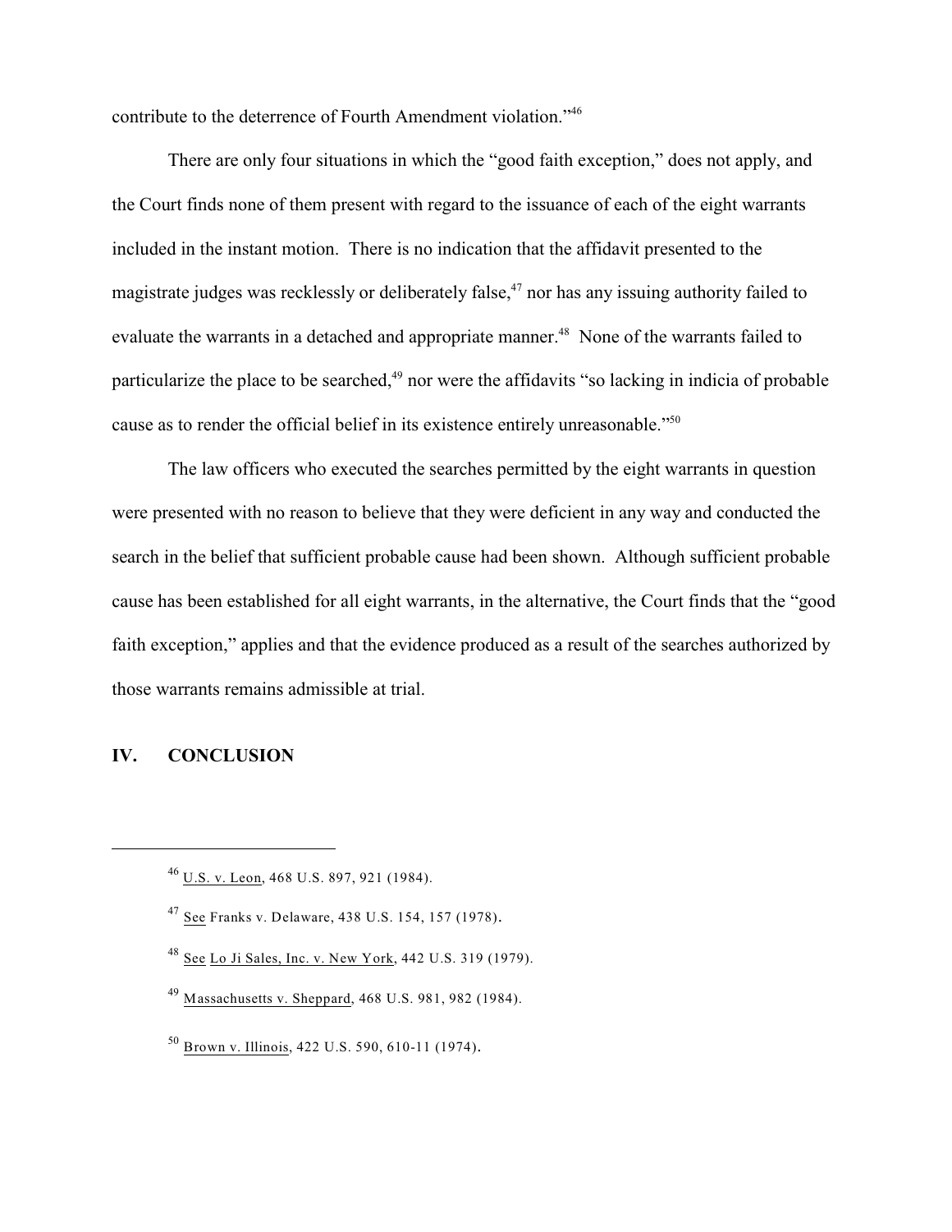contribute to the deterrence of Fourth Amendment violation."[46]

There are only four situations in which the "good faith exception," does not apply, and the Court finds none of them present with regard to the issuance of each of the eight warrants included in the instant motion. There is no indication that the affidavit presented to the magistrate judges was recklessly or deliberately false,[47] nor has any issuing authority failed to evaluate the warrants in a detached and appropriate manner.[48] None of the warrants failed to particularize the place to be searched,[49] nor were the affidavits "so lacking in indicia of probable cause as to render the official belief in its existence entirely unreasonable."[50]

The law officers who executed the searches permitted by the eight warrants in question were presented with no reason to believe that they were deficient in any way and conducted the search in the belief that sufficient probable cause had been shown. Although sufficient probable cause has been established for all eight warrants, in the alternative, the Court finds that the "good faith exception," applies and that the evidence produced as a result of the searches authorized by those warrants remains admissible at trial.

## IV. CONCLUSION

---

[46] U.S. v. Leon, 468 U.S. 897, 921 (1984).

[47] See Franks v. Delaware, 438 U.S. 154, 157 (1978).

[48] See Lo Ji Sales, Inc. v. New York, 442 U.S. 319 (1979).

[49] Massachusetts v. Sheppard, 468 U.S. 981, 982 (1984).

[50] Brown v. Illinois, 422 U.S. 590, 610-11 (1974).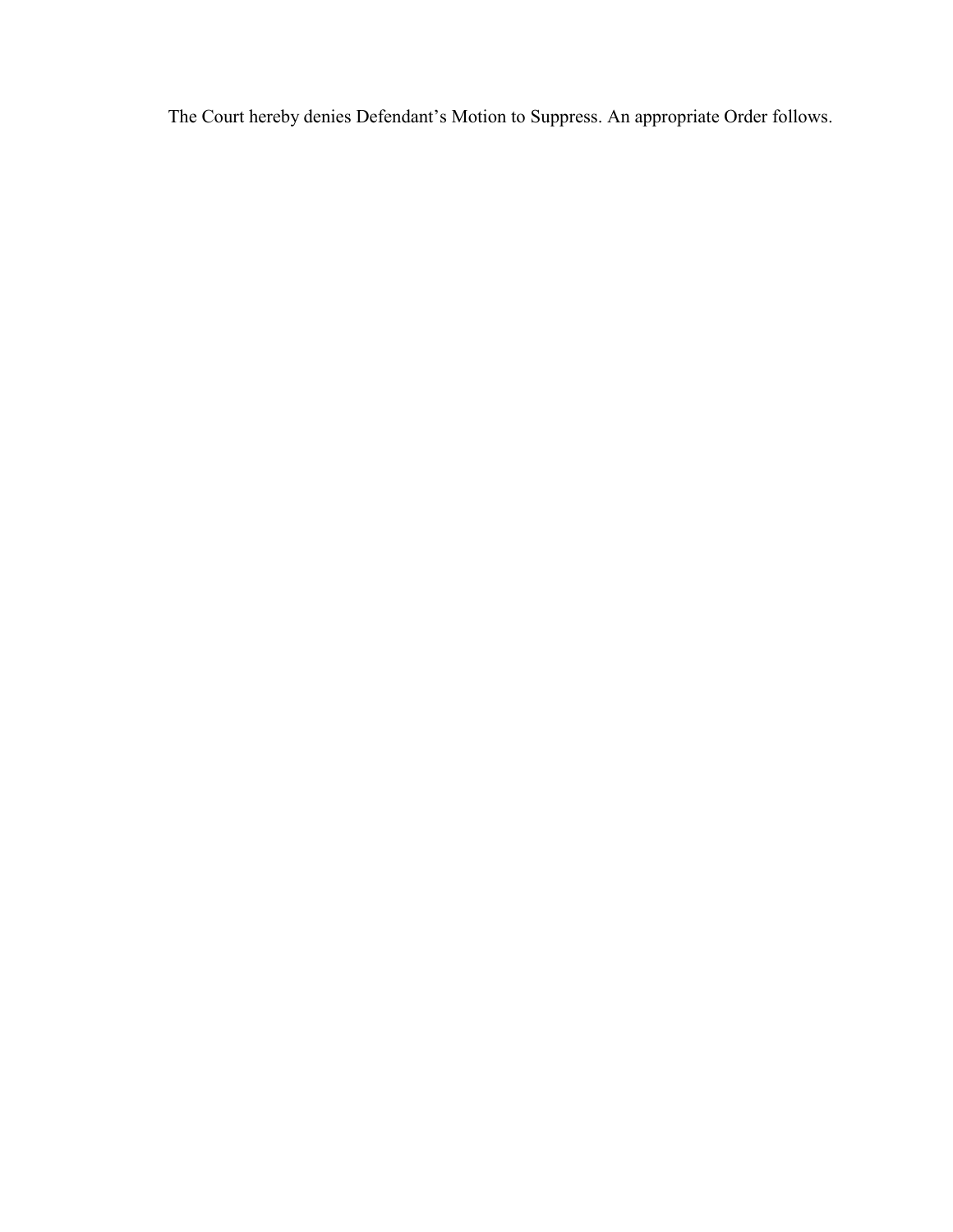The Court hereby denies Defendant's Motion to Suppress. An appropriate Order follows.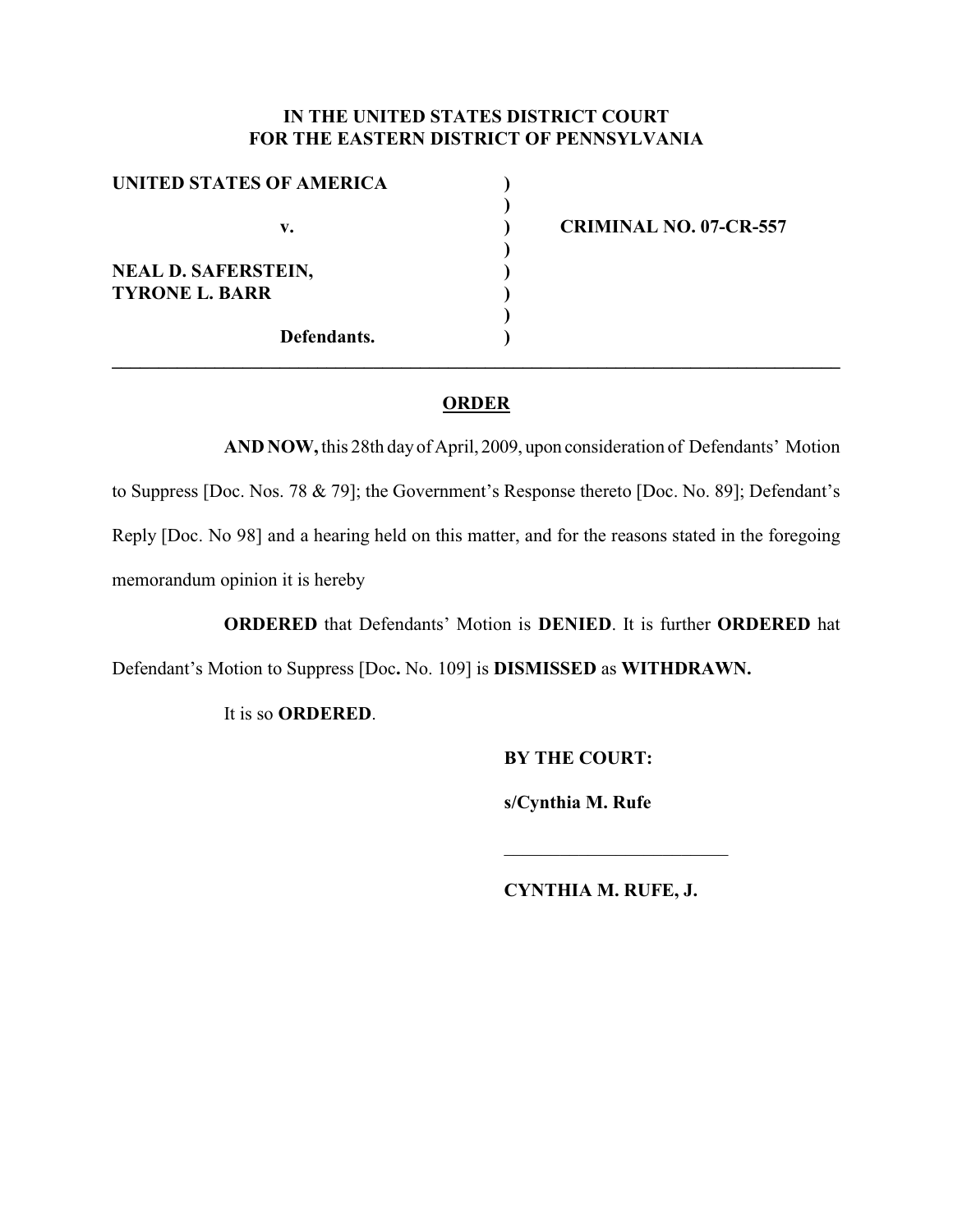**IN THE UNITED STATES DISTRICT COURT**
**FOR THE EASTERN DISTRICT OF PENNSYLVANIA**

| | | |
|---|---|---|
| **UNITED STATES OF AMERICA** | ) | |
| | ) | |
| **v.** | ) | **CRIMINAL NO. 07-CR-557** |
| | ) | |
| **NEAL D. SAFERSTEIN,** | ) | |
| **TYRONE L. BARR** | ) | |
| | ) | |
| **Defendants.** | ) | |

---

**ORDER**

**AND NOW,** this 28th day of April, 2009, upon consideration of Defendants' Motion to Suppress [Doc. Nos. 78 & 79]; the Government's Response thereto [Doc. No. 89]; Defendant's Reply [Doc. No 98] and a hearing held on this matter, and for the reasons stated in the foregoing memorandum opinion it is hereby

**ORDERED** that Defendants' Motion is **DENIED**. It is further **ORDERED** hat Defendant's Motion to Suppress [Doc**.** No. 109] is **DISMISSED** as **WITHDRAWN.**

It is so **ORDERED**.

**BY THE COURT:**

**s/Cynthia M. Rufe**

\_\_\_\_\_\_\_\_\_\_\_\_\_\_\_\_\_\_\_\_\_\_\_\_

**CYNTHIA M. RUFE, J.**